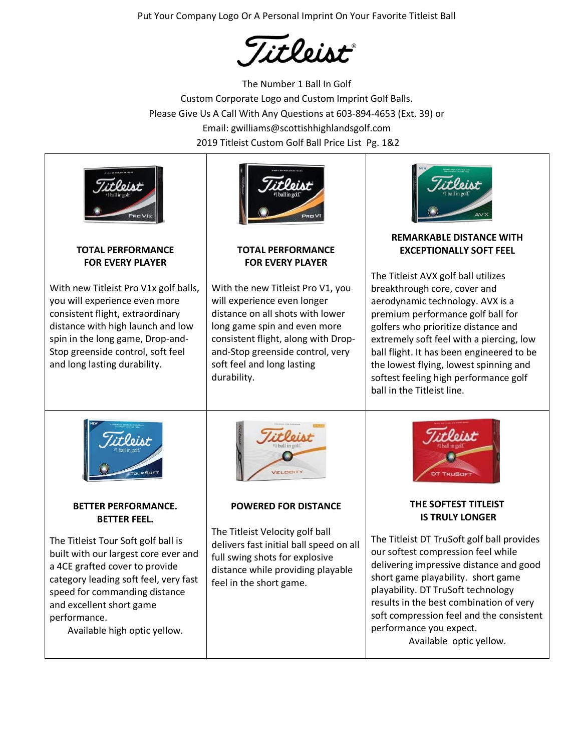Put Your Company Logo Or A Personal Imprint On Your Favorite Titleist Ball

# Titleist

The Number 1 Ball In Golf

Custom Corporate Logo and Custom Imprint Golf Balls.

Please Give Us A Call With Any Questions at 603-894-4653 (Ext. 39) or

Email: gwilliams@scottishhighlandsgolf.com

2019 Titleist Custom Golf Ball Price List Pg. 1&2

**TOTAL PERFORMANCE FOR EVERY PLAYER**

With new Titleist Pro V1x golf balls, you will experience even more consistent flight, extraordinary distance with high launch and low spin in the long game, Drop-and-Stop greenside control, soft feel and long lasting durability.

**TOTAL PERFORMANCE FOR EVERY PLAYER**

With the new Titleist Pro V1, you will experience even longer distance on all shots with lower long game spin and even more consistent flight, along with Drop-and-Stop greenside control, very soft feel and long lasting durability.

**REMARKABLE DISTANCE WITH EXCEPTIONALLY SOFT FEEL**

The Titleist AVX golf ball utilizes breakthrough core, cover and aerodynamic technology. AVX is a premium performance golf ball for golfers who prioritize distance and extremely soft feel with a piercing, low ball flight. It has been engineered to be the lowest flying, lowest spinning and softest feeling high performance golf ball in the Titleist line.

**BETTER PERFORMANCE. BETTER FEEL.**

The Titleist Tour Soft golf ball is built with our largest core ever and a 4CE grafted cover to provide category leading soft feel, very fast speed for commanding distance and excellent short game performance.

Available high optic yellow.

**POWERED FOR DISTANCE**

The Titleist Velocity golf ball delivers fast initial ball speed on all full swing shots for explosive distance while providing playable feel in the short game.

**THE SOFTEST TITLEIST IS TRULY LONGER**

The Titleist DT TruSoft golf ball provides our softest compression feel while delivering impressive distance and good short game playability. short game playability. DT TruSoft technology results in the best combination of very soft compression feel and the consistent performance you expect.

Available optic yellow.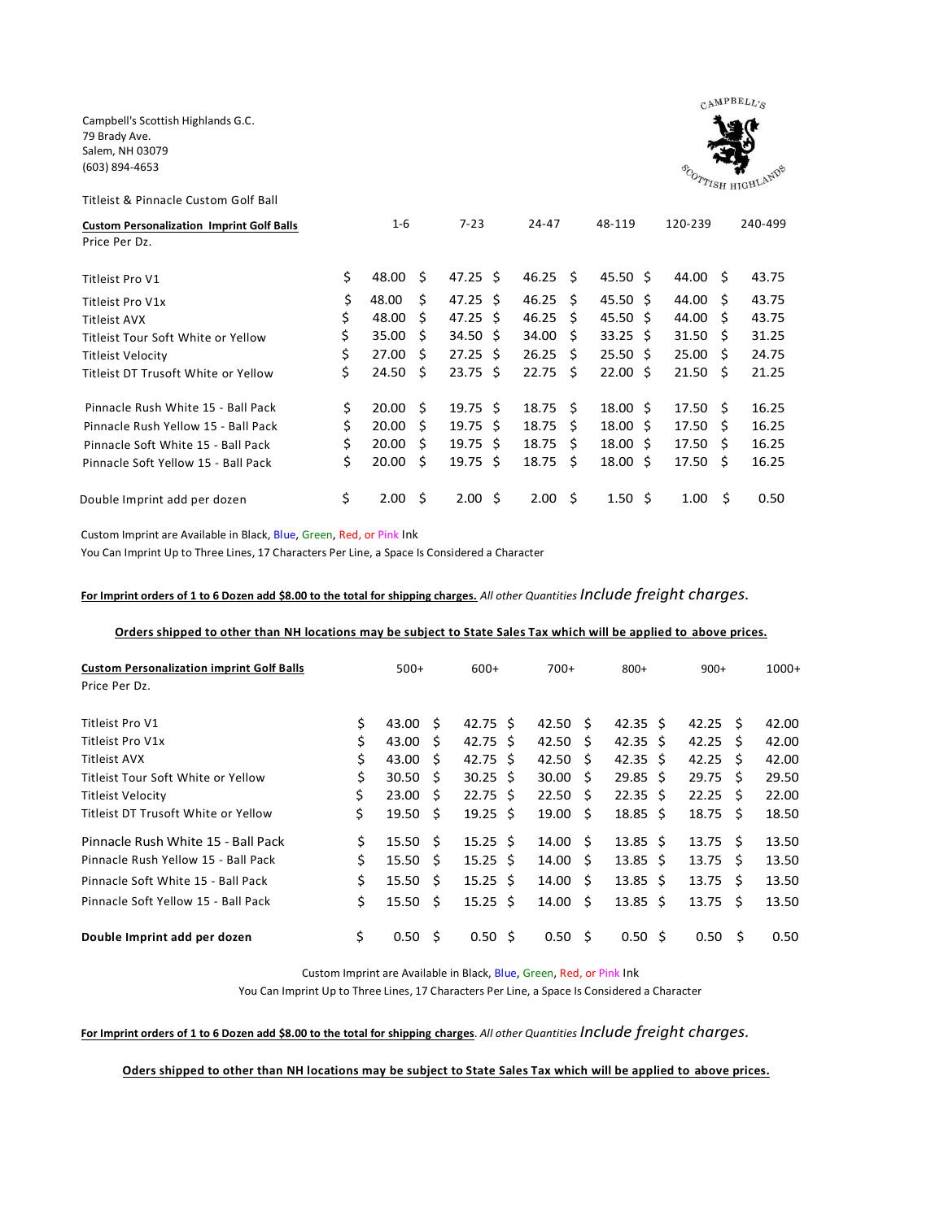Campbell's Scottish Highlands G.C.
79 Brady Ave.
Salem, NH 03079
(603) 894-4653

Titleist & Pinnacle Custom Golf Ball

| **Custom Personalization Imprint Golf Balls** Price Per Dz. | 1-6 | 7-23 | 24-47 | 48-119 | 120-239 | 240-499 |
|---|---|---|---|---|---|---|
| Titleist Pro V1 | $ 48.00 | $ 47.25 | $ 46.25 | $ 45.50 | $ 44.00 | $ 43.75 |
| Titleist Pro V1x | $ 48.00 | $ 47.25 | $ 46.25 | $ 45.50 | $ 44.00 | $ 43.75 |
| Titleist AVX | $ 48.00 | $ 47.25 | $ 46.25 | $ 45.50 | $ 44.00 | $ 43.75 |
| Titleist Tour Soft White or Yellow | $ 35.00 | $ 34.50 | $ 34.00 | $ 33.25 | $ 31.50 | $ 31.25 |
| Titleist Velocity | $ 27.00 | $ 27.25 | $ 26.25 | $ 25.50 | $ 25.00 | $ 24.75 |
| Titleist DT Trusoft White or Yellow | $ 24.50 | $ 23.75 | $ 22.75 | $ 22.00 | $ 21.50 | $ 21.25 |
| Pinnacle Rush White 15 - Ball Pack | $ 20.00 | $ 19.75 | $ 18.75 | $ 18.00 | $ 17.50 | $ 16.25 |
| Pinnacle Rush Yellow 15 - Ball Pack | $ 20.00 | $ 19.75 | $ 18.75 | $ 18.00 | $ 17.50 | $ 16.25 |
| Pinnacle Soft White 15 - Ball Pack | $ 20.00 | $ 19.75 | $ 18.75 | $ 18.00 | $ 17.50 | $ 16.25 |
| Pinnacle Soft Yellow 15 - Ball Pack | $ 20.00 | $ 19.75 | $ 18.75 | $ 18.00 | $ 17.50 | $ 16.25 |
| Double Imprint add per dozen | $ 2.00 | $ 2.00 | $ 2.00 | $ 1.50 | $ 1.00 | $ 0.50 |

Custom Imprint are Available in Black, Blue, Green, Red, or Pink Ink
You Can Imprint Up to Three Lines, 17 Characters Per Line, a Space Is Considered a Character

**For Imprint orders of 1 to 6 Dozen add $8.00 to the total for shipping charges.** *All other Quantities Include freight charges.*

**Orders shipped to other than NH locations may be subject to State Sales Tax which will be applied to above prices.**

| **Custom Personalization imprint Golf Balls** Price Per Dz. | 500+ | 600+ | 700+ | 800+ | 900+ | 1000+ |
|---|---|---|---|---|---|---|
| Titleist Pro V1 | $ 43.00 | $ 42.75 | $ 42.50 | $ 42.35 | $ 42.25 | $ 42.00 |
| Titleist Pro V1x | $ 43.00 | $ 42.75 | $ 42.50 | $ 42.35 | $ 42.25 | $ 42.00 |
| Titleist AVX | $ 43.00 | $ 42.75 | $ 42.50 | $ 42.35 | $ 42.25 | $ 42.00 |
| Titleist Tour Soft White or Yellow | $ 30.50 | $ 30.25 | $ 30.00 | $ 29.85 | $ 29.75 | $ 29.50 |
| Titleist Velocity | $ 23.00 | $ 22.75 | $ 22.50 | $ 22.35 | $ 22.25 | $ 22.00 |
| Titleist DT Trusoft White or Yellow | $ 19.50 | $ 19.25 | $ 19.00 | $ 18.85 | $ 18.75 | $ 18.50 |
| Pinnacle Rush White 15 - Ball Pack | $ 15.50 | $ 15.25 | $ 14.00 | $ 13.85 | $ 13.75 | $ 13.50 |
| Pinnacle Rush Yellow 15 - Ball Pack | $ 15.50 | $ 15.25 | $ 14.00 | $ 13.85 | $ 13.75 | $ 13.50 |
| Pinnacle Soft White 15 - Ball Pack | $ 15.50 | $ 15.25 | $ 14.00 | $ 13.85 | $ 13.75 | $ 13.50 |
| Pinnacle Soft Yellow 15 - Ball Pack | $ 15.50 | $ 15.25 | $ 14.00 | $ 13.85 | $ 13.75 | $ 13.50 |
| **Double Imprint add per dozen** | $ 0.50 | $ 0.50 | $ 0.50 | $ 0.50 | $ 0.50 | $ 0.50 |

Custom Imprint are Available in Black, Blue, Green, Red, or Pink Ink
You Can Imprint Up to Three Lines, 17 Characters Per Line, a Space Is Considered a Character

**For Imprint orders of 1 to 6 Dozen add $8.00 to the total for shipping charges**. *All other Quantities Include freight charges.*

**Oders shipped to other than NH locations may be subject to State Sales Tax which will be applied to above prices.**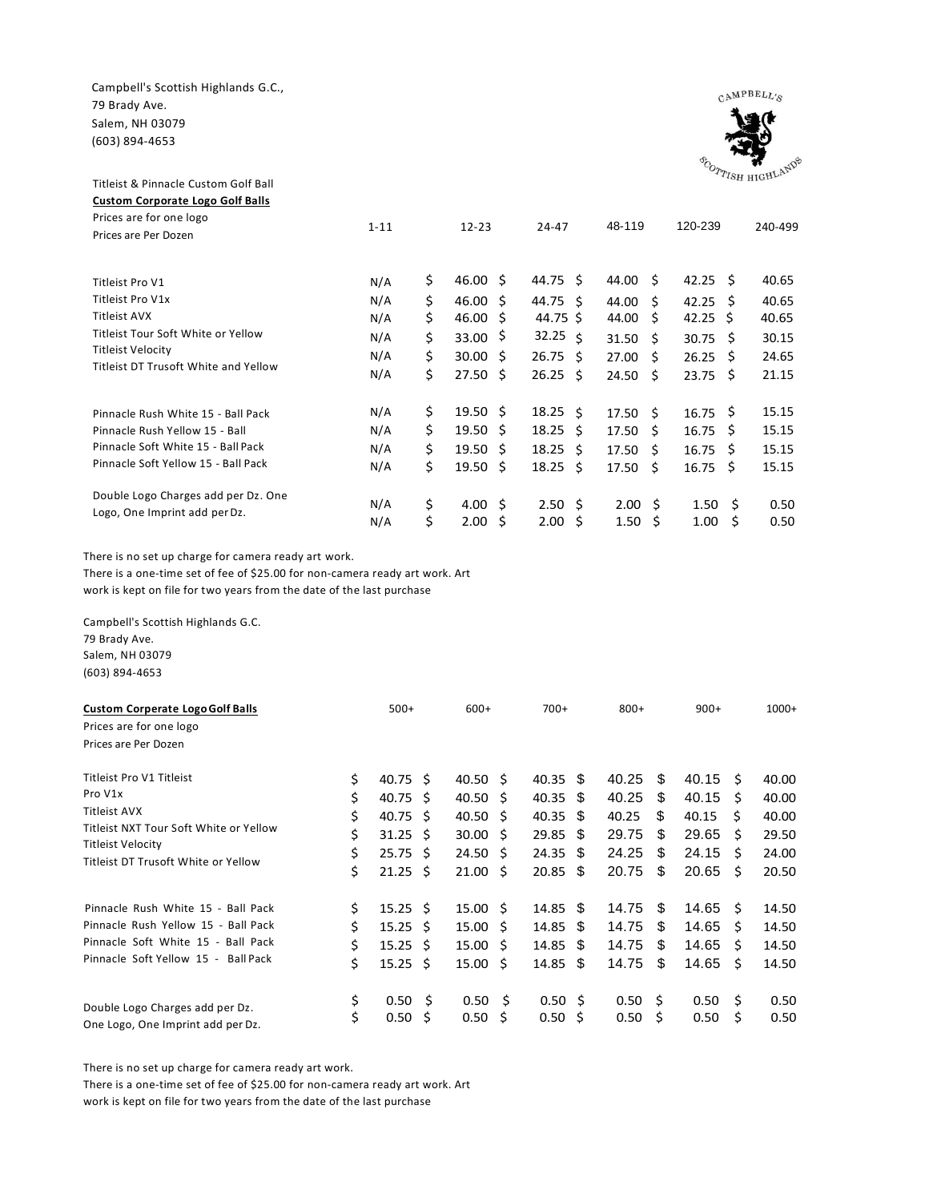Campbell's Scottish Highlands G.C.,
79 Brady Ave.
Salem, NH 03079
(603) 894-4653

Titleist & Pinnacle Custom Golf Ball

**Custom Corporate Logo Golf Balls**

Prices are for one logo
Prices are Per Dozen

| | 1-11 | 12-23 | 24-47 | 48-119 | 120-239 | 240-499 |
|---|---|---|---|---|---|---|
| Titleist Pro V1 | N/A | $ 46.00 | $ 44.75 | $ 44.00 | $ 42.25 | $ 40.65 |
| Titleist Pro V1x | N/A | $ 46.00 | $ 44.75 | $ 44.00 | $ 42.25 | $ 40.65 |
| Titleist AVX | N/A | $ 46.00 | $ 44.75 | $ 44.00 | $ 42.25 | $ 40.65 |
| Titleist Tour Soft White or Yellow | N/A | $ 33.00 | $ 32.25 | $ 31.50 | $ 30.75 | $ 30.15 |
| Titleist Velocity | N/A | $ 30.00 | $ 26.75 | $ 27.00 | $ 26.25 | $ 24.65 |
| Titleist DT Trusoft White and Yellow | N/A | $ 27.50 | $ 26.25 | $ 24.50 | $ 23.75 | $ 21.15 |
| Pinnacle Rush White 15 - Ball Pack | N/A | $ 19.50 | $ 18.25 | $ 17.50 | $ 16.75 | $ 15.15 |
| Pinnacle Rush Yellow 15 - Ball | N/A | $ 19.50 | $ 18.25 | $ 17.50 | $ 16.75 | $ 15.15 |
| Pinnacle Soft White 15 - Ball Pack | N/A | $ 19.50 | $ 18.25 | $ 17.50 | $ 16.75 | $ 15.15 |
| Pinnacle Soft Yellow 15 - Ball Pack | N/A | $ 19.50 | $ 18.25 | $ 17.50 | $ 16.75 | $ 15.15 |
| Double Logo Charges add per Dz. | N/A | $ 4.00 | $ 2.50 | $ 2.00 | $ 1.50 | $ 0.50 |
| One Logo, One Imprint add per Dz. | N/A | $ 2.00 | $ 2.00 | $ 1.50 | $ 1.00 | $ 0.50 |

There is no set up charge for camera ready art work.
There is a one-time set of fee of $25.00 for non-camera ready art work. Art work is kept on file for two years from the date of the last purchase

Campbell's Scottish Highlands G.C.
79 Brady Ave.
Salem, NH 03079
(603) 894-4653

**Custom Corperate Logo Golf Balls**

Prices are for one logo
Prices are Per Dozen

| | 500+ | 600+ | 700+ | 800+ | 900+ | 1000+ |
|---|---|---|---|---|---|---|
| Titleist Pro V1 | $ 40.75 | $ 40.50 | $ 40.35 | $ 40.25 | $ 40.15 | $ 40.00 |
| Titleist Pro V1x | $ 40.75 | $ 40.50 | $ 40.35 | $ 40.25 | $ 40.15 | $ 40.00 |
| Titleist AVX | $ 40.75 | $ 40.50 | $ 40.35 | $ 40.25 | $ 40.15 | $ 40.00 |
| Titleist NXT Tour Soft White or Yellow | $ 31.25 | $ 30.00 | $ 29.85 | $ 29.75 | $ 29.65 | $ 29.50 |
| Titleist Velocity | $ 25.75 | $ 24.50 | $ 24.35 | $ 24.25 | $ 24.15 | $ 24.00 |
| Titleist DT Trusoft White or Yellow | $ 21.25 | $ 21.00 | $ 20.85 | $ 20.75 | $ 20.65 | $ 20.50 |
| Pinnacle Rush White 15 - Ball Pack | $ 15.25 | $ 15.00 | $ 14.85 | $ 14.75 | $ 14.65 | $ 14.50 |
| Pinnacle Rush Yellow 15 - Ball Pack | $ 15.25 | $ 15.00 | $ 14.85 | $ 14.75 | $ 14.65 | $ 14.50 |
| Pinnacle Soft White 15 - Ball Pack | $ 15.25 | $ 15.00 | $ 14.85 | $ 14.75 | $ 14.65 | $ 14.50 |
| Pinnacle Soft Yellow 15 - Ball Pack | $ 15.25 | $ 15.00 | $ 14.85 | $ 14.75 | $ 14.65 | $ 14.50 |
| Double Logo Charges add per Dz. | $ 0.50 | $ 0.50 | $ 0.50 | $ 0.50 | $ 0.50 | $ 0.50 |
| One Logo, One Imprint add per Dz. | $ 0.50 | $ 0.50 | $ 0.50 | $ 0.50 | $ 0.50 | $ 0.50 |

There is no set up charge for camera ready art work.
There is a one-time set of fee of $25.00 for non-camera ready art work. Art work is kept on file for two years from the date of the last purchase